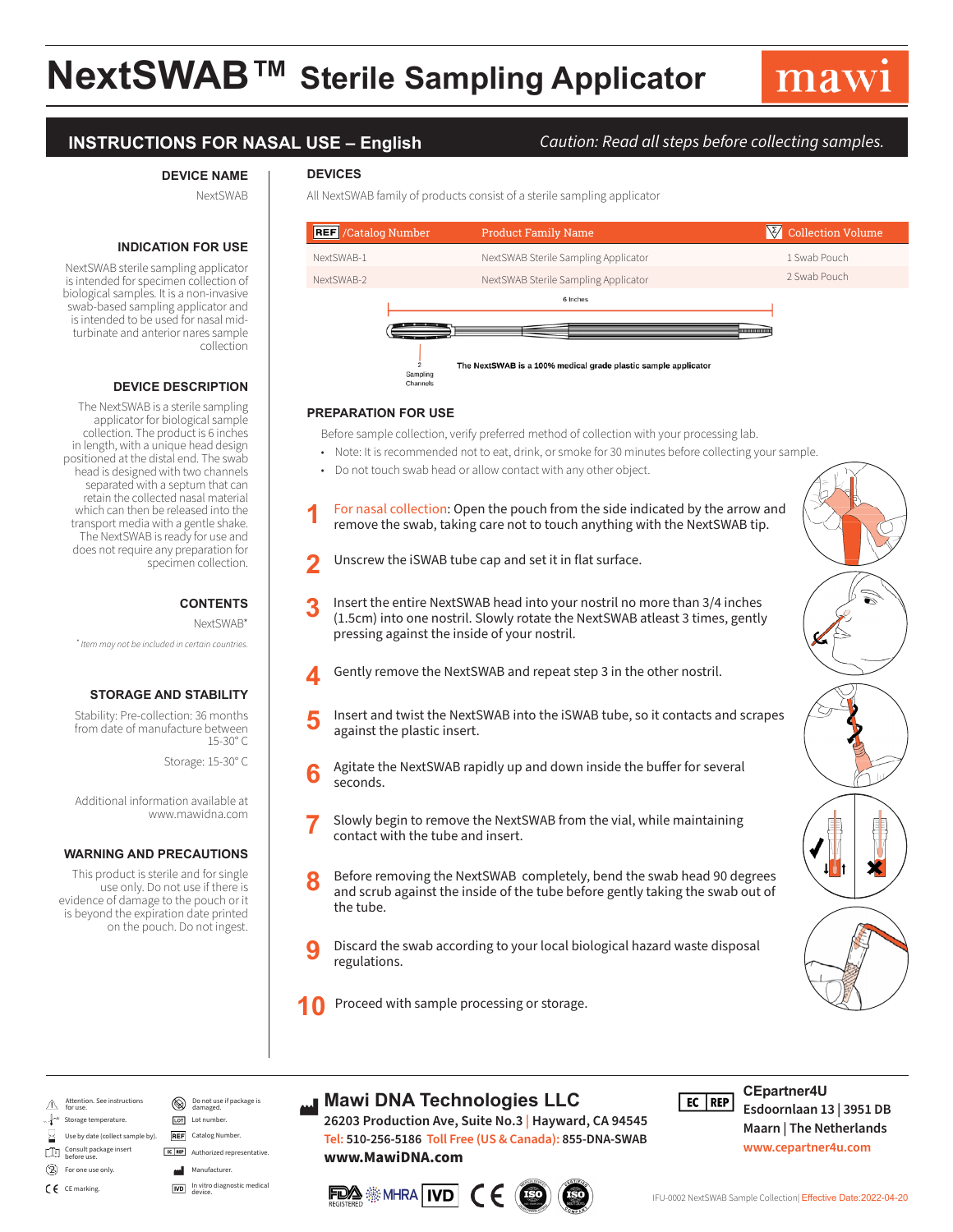# NextSWAB™ Sterile Sampling Applicator

mawi

## INSTRUCTIONS FOR NASAL USE – English

*Caution: Read all steps before collecting samples.*

### DEVICE NAME

NextSWAB

### INDICATION FOR USE

NextSWAB sterile sampling applicator is intended for specimen collection of biological samples. It is a non-invasive swab-based sampling applicator and is intended to be used for nasal mid-turbinate and anterior nares sample collection

### DEVICE DESCRIPTION

The NextSWAB is a sterile sampling applicator for biological sample collection. The product is 6 inches in length, with a unique head design positioned at the distal end. The swab head is designed with two channels separated with a septum that can retain the collected nasal material which can then be released into the transport media with a gentle shake. The NextSWAB is ready for use and does not require any preparation for specimen collection.

### CONTENTS

NextSWAB*

*\* Item may not be included in certain countries.*

### STORAGE AND STABILITY

Stability: Pre-collection: 36 months from date of manufacture between 15-30° C

Storage: 15-30° C

Additional information available at www.mawidna.com

### WARNING AND PRECAUTIONS

This product is sterile and for single use only. Do not use if there is evidence of damage to the pouch or it is beyond the expiration date printed on the pouch. Do not ingest.

### DEVICES

All NextSWAB family of products consist of a sterile sampling applicator

| REF /Catalog Number | Product Family Name | Collection Volume |
|---|---|---|
| NextSWAB-1 | NextSWAB Sterile Sampling Applicator | 1 Swab Pouch |
| NextSWAB-2 | NextSWAB Sterile Sampling Applicator | 2 Swab Pouch |

6 Inches

2 Sampling Channels

The NextSWAB is a 100% medical grade plastic sample applicator

### PREPARATION FOR USE

Before sample collection, verify preferred method of collection with your processing lab.

- Note: It is recommended not to eat, drink, or smoke for 30 minutes before collecting your sample.
- Do not touch swab head or allow contact with any other object.

1. For nasal collection: Open the pouch from the side indicated by the arrow and remove the swab, taking care not to touch anything with the NextSWAB tip.
2. Unscrew the iSWAB tube cap and set it in flat surface.
3. Insert the entire NextSWAB head into your nostril no more than 3/4 inches (1.5cm) into one nostril. Slowly rotate the NextSWAB atleast 3 times, gently pressing against the inside of your nostril.
4. Gently remove the NextSWAB and repeat step 3 in the other nostril.
5. Insert and twist the NextSWAB into the iSWAB tube, so it contacts and scrapes against the plastic insert.
6. Agitate the NextSWAB rapidly up and down inside the buffer for several seconds.
7. Slowly begin to remove the NextSWAB from the vial, while maintaining contact with the tube and insert.
8. Before removing the NextSWAB completely, bend the swab head 90 degrees and scrub against the inside of the tube before gently taking the swab out of the tube.
9. Discard the swab according to your local biological hazard waste disposal regulations.
10. Proceed with sample processing or storage.

---

| Symbol | Meaning | Symbol | Meaning |
|---|---|---|---|
| ⚠ | Attention. See instructions for use. | | Do not use if package is damaged. |
| | Storage temperature. | LOT | Lot number. |
| | Use by date (collect sample by). | REF | Catalog Number. |
| | Consult package insert before use. | EC REP | Authorized representative. |
| ② | For one use only. | | Manufacturer. |
| CE | CE marking. | IVD | In vitro diagnostic medical device. |

**Mawi DNA Technologies LLC**
**26203 Production Ave, Suite No.3 | Hayward, CA 94545**
**Tel: 510-256-5186 Toll Free (US & Canada): 855-DNA-SWAB**
**www.MawiDNA.com**

FDA REGISTERED MHRA IVD CE ISO ISO

EC REP
**CEpartner4U**
**Esdoornlaan 13 | 3951 DB Maarn | The Netherlands**
**www.cepartner4u.com**

IFU-0002 NextSWAB Sample Collection| Effective Date:2022-04-20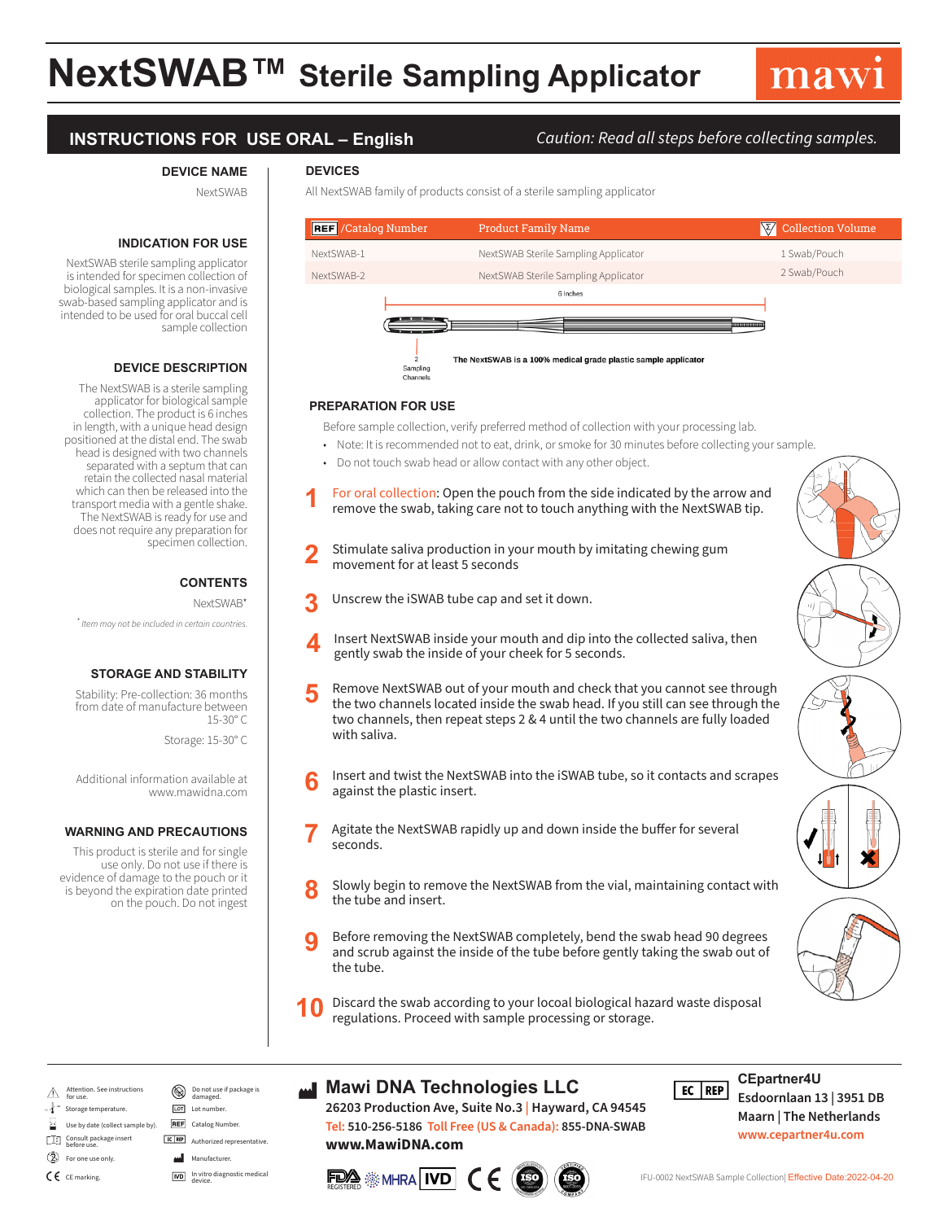# NextSWAB™ Sterile Sampling Applicator

mawi

## INSTRUCTIONS FOR USE ORAL – English

*Caution: Read all steps before collecting samples.*

### DEVICE NAME

NextSWAB

### INDICATION FOR USE

NextSWAB sterile sampling applicator is intended for specimen collection of biological samples. It is a non-invasive swab-based sampling applicator and is intended to be used for oral buccal cell sample collection

### DEVICE DESCRIPTION

The NextSWAB is a sterile sampling applicator for biological sample collection. The product is 6 inches in length, with a unique head design positioned at the distal end. The swab head is designed with two channels separated with a septum that can retain the collected nasal material which can then be released into the transport media with a gentle shake. The NextSWAB is ready for use and does not require any preparation for specimen collection.

### CONTENTS

NextSWAB*

*Item may not be included in certain countries.*

### STORAGE AND STABILITY

Stability: Pre-collection: 36 months from date of manufacture between 15-30° C

Storage: 15-30° C

Additional information available at www.mawidna.com

### WARNING AND PRECAUTIONS

This product is sterile and for single use only. Do not use if there is evidence of damage to the pouch or it is beyond the expiration date printed on the pouch. Do not ingest

### DEVICES

All NextSWAB family of products consist of a sterile sampling applicator

| REF /Catalog Number | Product Family Name | Collection Volume |
|---|---|---|
| NextSWAB-1 | NextSWAB Sterile Sampling Applicator | 1 Swab/Pouch |
| NextSWAB-2 | NextSWAB Sterile Sampling Applicator | 2 Swab/Pouch |

6 Inches

2 Sampling Channels

The NextSWAB is a 100% medical grade plastic sample applicator

### PREPARATION FOR USE

Before sample collection, verify preferred method of collection with your processing lab.

- Note: It is recommended not to eat, drink, or smoke for 30 minutes before collecting your sample.
- Do not touch swab head or allow contact with any other object.

1. For oral collection: Open the pouch from the side indicated by the arrow and remove the swab, taking care not to touch anything with the NextSWAB tip.
2. Stimulate saliva production in your mouth by imitating chewing gum movement for at least 5 seconds
3. Unscrew the iSWAB tube cap and set it down.
4. Insert NextSWAB inside your mouth and dip into the collected saliva, then gently swab the inside of your cheek for 5 seconds.
5. Remove NextSWAB out of your mouth and check that you cannot see through the two channels located inside the swab head. If you still can see through the two channels, then repeat steps 2 & 4 until the two channels are fully loaded with saliva.
6. Insert and twist the NextSWAB into the iSWAB tube, so it contacts and scrapes against the plastic insert.
7. Agitate the NextSWAB rapidly up and down inside the buffer for several seconds.
8. Slowly begin to remove the NextSWAB from the vial, maintaining contact with the tube and insert.
9. Before removing the NextSWAB completely, bend the swab head 90 degrees and scrub against the inside of the tube before gently taking the swab out of the tube.
10. Discard the swab according to your locoal biological hazard waste disposal regulations. Proceed with sample processing or storage.

---

| | |
|---|---|
| Attention. See instructions for use. | Do not use if package is damaged. |
| Storage temperature. | LOT Lot number. |
| Use by date (collect sample by). | REF Catalog Number. |
| Consult package insert before use. | EC REP Authorized representative. |
| For one use only. | Manufacturer. |
| CE CE marking. | IVD In vitro diagnostic medical device. |

**Mawi DNA Technologies LLC**
**26203 Production Ave, Suite No.3 | Hayward, CA 94545**
**Tel: 510-256-5186 Toll Free (US & Canada): 855-DNA-SWAB**
**www.MawiDNA.com**

FDA REGISTERED MHRA IVD CE ISO ISO

EC REP **CEpartner4U**
**Esdoornlaan 13 | 3951 DB Maarn | The Netherlands**
**www.cepartner4u.com**

IFU-0002 NextSWAB Sample Collection| Effective Date:2022-04-20